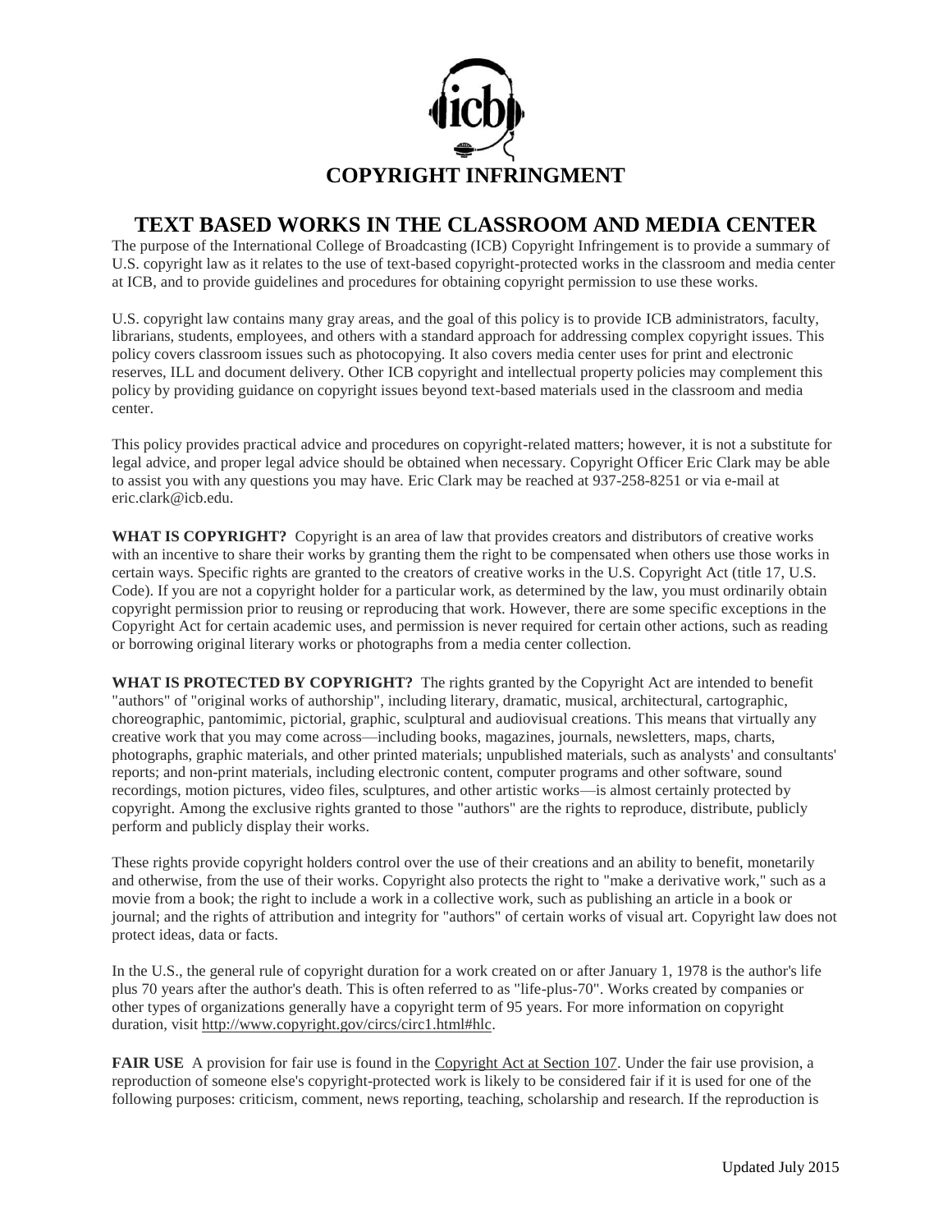# COPYRIGHT INFRINGMENT

## TEXT BASED WORKS IN THE CLASSROOM AND MEDIA CENTER

The purpose of the International College of Broadcasting (ICB) Copyright Infringement is to provide a summary of U.S. copyright law as it relates to the use of text-based copyright-protected works in the classroom and media center at ICB, and to provide guidelines and procedures for obtaining copyright permission to use these works.

U.S. copyright law contains many gray areas, and the goal of this policy is to provide ICB administrators, faculty, librarians, students, employees, and others with a standard approach for addressing complex copyright issues. This policy covers classroom issues such as photocopying. It also covers media center uses for print and electronic reserves, ILL and document delivery. Other ICB copyright and intellectual property policies may complement this policy by providing guidance on copyright issues beyond text-based materials used in the classroom and media center.

This policy provides practical advice and procedures on copyright-related matters; however, it is not a substitute for legal advice, and proper legal advice should be obtained when necessary. Copyright Officer Eric Clark may be able to assist you with any questions you may have. Eric Clark may be reached at 937-258-8251 or via e-mail at eric.clark@icb.edu.

**WHAT IS COPYRIGHT?** Copyright is an area of law that provides creators and distributors of creative works with an incentive to share their works by granting them the right to be compensated when others use those works in certain ways. Specific rights are granted to the creators of creative works in the U.S. Copyright Act (title 17, U.S. Code). If you are not a copyright holder for a particular work, as determined by the law, you must ordinarily obtain copyright permission prior to reusing or reproducing that work. However, there are some specific exceptions in the Copyright Act for certain academic uses, and permission is never required for certain other actions, such as reading or borrowing original literary works or photographs from a media center collection.

**WHAT IS PROTECTED BY COPYRIGHT?** The rights granted by the Copyright Act are intended to benefit "authors" of "original works of authorship", including literary, dramatic, musical, architectural, cartographic, choreographic, pantomimic, pictorial, graphic, sculptural and audiovisual creations. This means that virtually any creative work that you may come across—including books, magazines, journals, newsletters, maps, charts, photographs, graphic materials, and other printed materials; unpublished materials, such as analysts' and consultants' reports; and non-print materials, including electronic content, computer programs and other software, sound recordings, motion pictures, video files, sculptures, and other artistic works—is almost certainly protected by copyright. Among the exclusive rights granted to those "authors" are the rights to reproduce, distribute, publicly perform and publicly display their works.

These rights provide copyright holders control over the use of their creations and an ability to benefit, monetarily and otherwise, from the use of their works. Copyright also protects the right to "make a derivative work," such as a movie from a book; the right to include a work in a collective work, such as publishing an article in a book or journal; and the rights of attribution and integrity for "authors" of certain works of visual art. Copyright law does not protect ideas, data or facts.

In the U.S., the general rule of copyright duration for a work created on or after January 1, 1978 is the author's life plus 70 years after the author's death. This is often referred to as "life-plus-70". Works created by companies or other types of organizations generally have a copyright term of 95 years. For more information on copyright duration, visit http://www.copyright.gov/circs/circ1.html#hlc.

**FAIR USE** A provision for fair use is found in the Copyright Act at Section 107. Under the fair use provision, a reproduction of someone else's copyright-protected work is likely to be considered fair if it is used for one of the following purposes: criticism, comment, news reporting, teaching, scholarship and research. If the reproduction is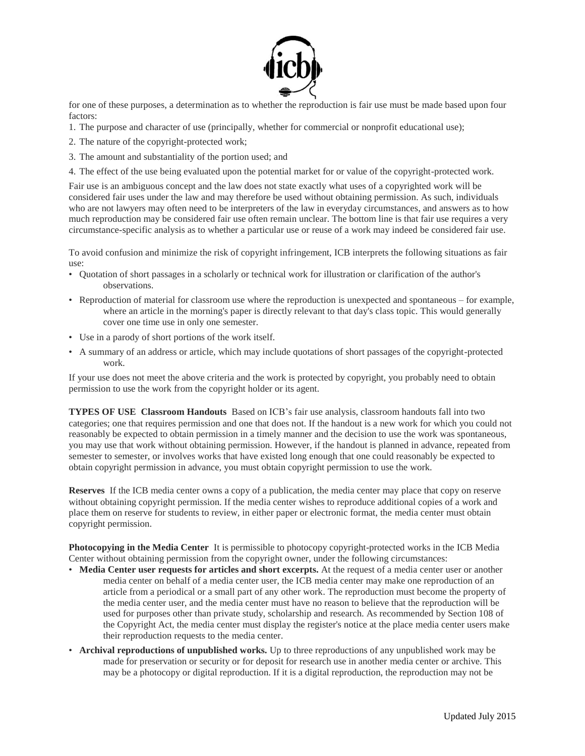for one of these purposes, a determination as to whether the reproduction is fair use must be made based upon four factors:

1. The purpose and character of use (principally, whether for commercial or nonprofit educational use);
2. The nature of the copyright-protected work;
3. The amount and substantiality of the portion used; and
4. The effect of the use being evaluated upon the potential market for or value of the copyright-protected work.

Fair use is an ambiguous concept and the law does not state exactly what uses of a copyrighted work will be considered fair uses under the law and may therefore be used without obtaining permission. As such, individuals who are not lawyers may often need to be interpreters of the law in everyday circumstances, and answers as to how much reproduction may be considered fair use often remain unclear. The bottom line is that fair use requires a very circumstance-specific analysis as to whether a particular use or reuse of a work may indeed be considered fair use.

To avoid confusion and minimize the risk of copyright infringement, ICB interprets the following situations as fair use:

- Quotation of short passages in a scholarly or technical work for illustration or clarification of the author's observations.
- Reproduction of material for classroom use where the reproduction is unexpected and spontaneous – for example, where an article in the morning's paper is directly relevant to that day's class topic. This would generally cover one time use in only one semester.
- Use in a parody of short portions of the work itself.
- A summary of an address or article, which may include quotations of short passages of the copyright-protected work.

If your use does not meet the above criteria and the work is protected by copyright, you probably need to obtain permission to use the work from the copyright holder or its agent.

**TYPES OF USE Classroom Handouts** Based on ICB's fair use analysis, classroom handouts fall into two categories; one that requires permission and one that does not. If the handout is a new work for which you could not reasonably be expected to obtain permission in a timely manner and the decision to use the work was spontaneous, you may use that work without obtaining permission. However, if the handout is planned in advance, repeated from semester to semester, or involves works that have existed long enough that one could reasonably be expected to obtain copyright permission in advance, you must obtain copyright permission to use the work.

**Reserves** If the ICB media center owns a copy of a publication, the media center may place that copy on reserve without obtaining copyright permission. If the media center wishes to reproduce additional copies of a work and place them on reserve for students to review, in either paper or electronic format, the media center must obtain copyright permission.

**Photocopying in the Media Center** It is permissible to photocopy copyright-protected works in the ICB Media Center without obtaining permission from the copyright owner, under the following circumstances:

- **Media Center user requests for articles and short excerpts.** At the request of a media center user or another media center on behalf of a media center user, the ICB media center may make one reproduction of an article from a periodical or a small part of any other work. The reproduction must become the property of the media center user, and the media center must have no reason to believe that the reproduction will be used for purposes other than private study, scholarship and research. As recommended by Section 108 of the Copyright Act, the media center must display the register's notice at the place media center users make their reproduction requests to the media center.
- **Archival reproductions of unpublished works.** Up to three reproductions of any unpublished work may be made for preservation or security or for deposit for research use in another media center or archive. This may be a photocopy or digital reproduction. If it is a digital reproduction, the reproduction may not be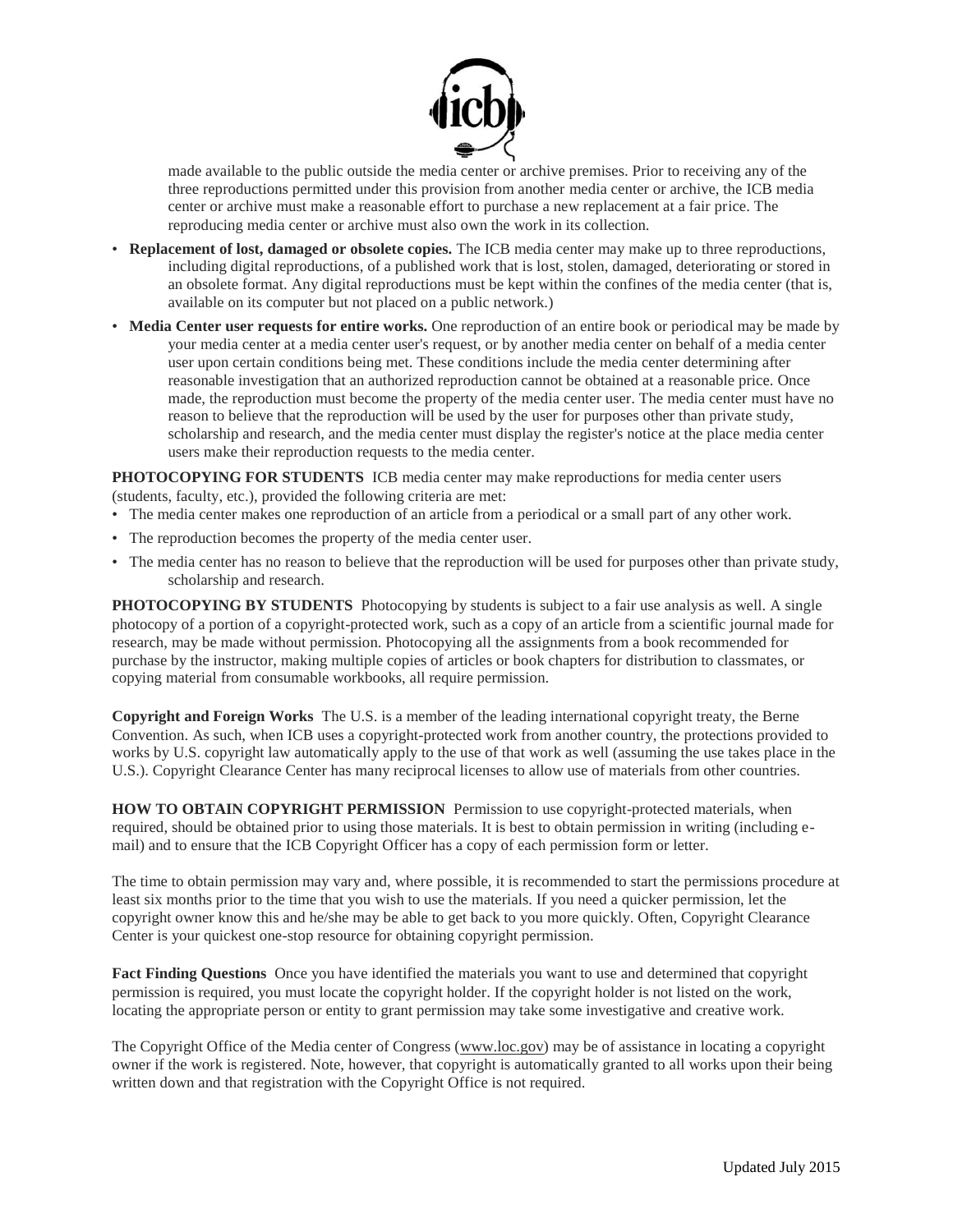made available to the public outside the media center or archive premises. Prior to receiving any of the three reproductions permitted under this provision from another media center or archive, the ICB media center or archive must make a reasonable effort to purchase a new replacement at a fair price. The reproducing media center or archive must also own the work in its collection.

- **Replacement of lost, damaged or obsolete copies.** The ICB media center may make up to three reproductions, including digital reproductions, of a published work that is lost, stolen, damaged, deteriorating or stored in an obsolete format. Any digital reproductions must be kept within the confines of the media center (that is, available on its computer but not placed on a public network.)
- **Media Center user requests for entire works.** One reproduction of an entire book or periodical may be made by your media center at a media center user's request, or by another media center on behalf of a media center user upon certain conditions being met. These conditions include the media center determining after reasonable investigation that an authorized reproduction cannot be obtained at a reasonable price. Once made, the reproduction must become the property of the media center user. The media center must have no reason to believe that the reproduction will be used by the user for purposes other than private study, scholarship and research, and the media center must display the register's notice at the place media center users make their reproduction requests to the media center.

**PHOTOCOPYING FOR STUDENTS** ICB media center may make reproductions for media center users (students, faculty, etc.), provided the following criteria are met:

- The media center makes one reproduction of an article from a periodical or a small part of any other work.
- The reproduction becomes the property of the media center user.
- The media center has no reason to believe that the reproduction will be used for purposes other than private study, scholarship and research.

**PHOTOCOPYING BY STUDENTS** Photocopying by students is subject to a fair use analysis as well. A single photocopy of a portion of a copyright-protected work, such as a copy of an article from a scientific journal made for research, may be made without permission. Photocopying all the assignments from a book recommended for purchase by the instructor, making multiple copies of articles or book chapters for distribution to classmates, or copying material from consumable workbooks, all require permission.

**Copyright and Foreign Works** The U.S. is a member of the leading international copyright treaty, the Berne Convention. As such, when ICB uses a copyright-protected work from another country, the protections provided to works by U.S. copyright law automatically apply to the use of that work as well (assuming the use takes place in the U.S.). Copyright Clearance Center has many reciprocal licenses to allow use of materials from other countries.

**HOW TO OBTAIN COPYRIGHT PERMISSION** Permission to use copyright-protected materials, when required, should be obtained prior to using those materials. It is best to obtain permission in writing (including e-mail) and to ensure that the ICB Copyright Officer has a copy of each permission form or letter.

The time to obtain permission may vary and, where possible, it is recommended to start the permissions procedure at least six months prior to the time that you wish to use the materials. If you need a quicker permission, let the copyright owner know this and he/she may be able to get back to you more quickly. Often, Copyright Clearance Center is your quickest one-stop resource for obtaining copyright permission.

**Fact Finding Questions** Once you have identified the materials you want to use and determined that copyright permission is required, you must locate the copyright holder. If the copyright holder is not listed on the work, locating the appropriate person or entity to grant permission may take some investigative and creative work.

The Copyright Office of the Media center of Congress (www.loc.gov) may be of assistance in locating a copyright owner if the work is registered. Note, however, that copyright is automatically granted to all works upon their being written down and that registration with the Copyright Office is not required.

Updated July 2015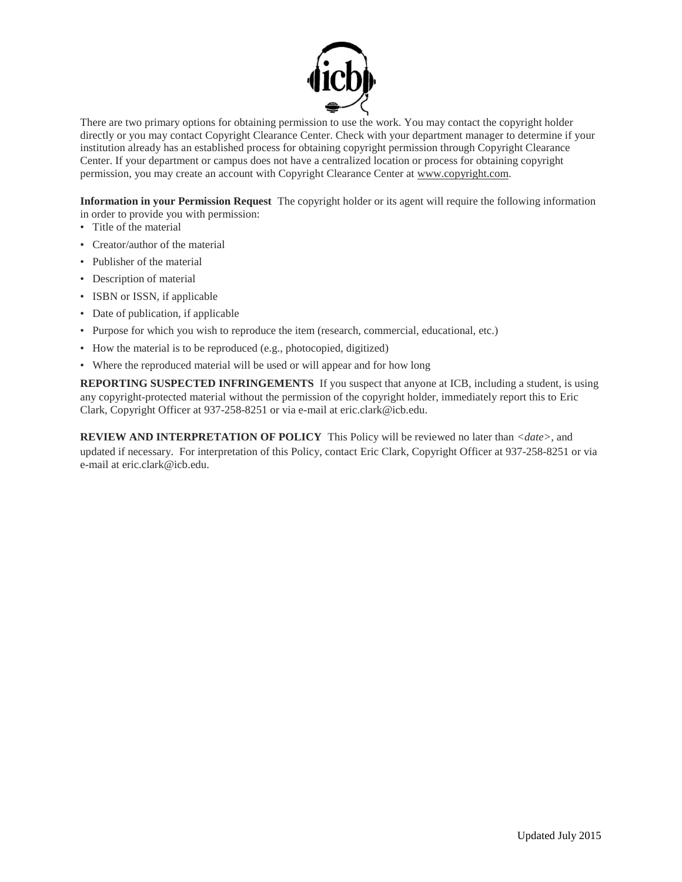There are two primary options for obtaining permission to use the work. You may contact the copyright holder directly or you may contact Copyright Clearance Center. Check with your department manager to determine if your institution already has an established process for obtaining copyright permission through Copyright Clearance Center. If your department or campus does not have a centralized location or process for obtaining copyright permission, you may create an account with Copyright Clearance Center at www.copyright.com.

**Information in your Permission Request** The copyright holder or its agent will require the following information in order to provide you with permission:

- Title of the material
- Creator/author of the material
- Publisher of the material
- Description of material
- ISBN or ISSN, if applicable
- Date of publication, if applicable
- Purpose for which you wish to reproduce the item (research, commercial, educational, etc.)
- How the material is to be reproduced (e.g., photocopied, digitized)
- Where the reproduced material will be used or will appear and for how long

**REPORTING SUSPECTED INFRINGEMENTS** If you suspect that anyone at ICB, including a student, is using any copyright-protected material without the permission of the copyright holder, immediately report this to Eric Clark, Copyright Officer at 937-258-8251 or via e-mail at eric.clark@icb.edu.

**REVIEW AND INTERPRETATION OF POLICY** This Policy will be reviewed no later than *<date>*, and updated if necessary. For interpretation of this Policy, contact Eric Clark, Copyright Officer at 937-258-8251 or via e-mail at eric.clark@icb.edu.

Updated July 2015